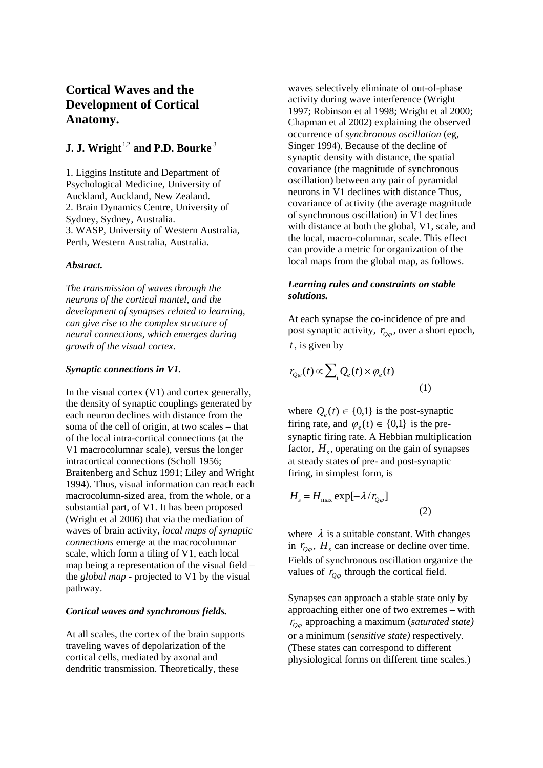# Cortical Waves and the Development of Cortical Anatomy.

**J. J. Wright** [1,2] **and P.D. Bourke** [3]

1. Liggins Institute and Department of Psychological Medicine, University of Auckland, Auckland, New Zealand.
2. Brain Dynamics Centre, University of Sydney, Sydney, Australia.
3. WASP, University of Western Australia, Perth, Western Australia, Australia.

***Abstract.***

*The transmission of waves through the neurons of the cortical mantel, and the development of synapses related to learning, can give rise to the complex structure of neural connections, which emerges during growth of the visual cortex.*

### *Synaptic connections in V1.*

In the visual cortex (V1) and cortex generally, the density of synaptic couplings generated by each neuron declines with distance from the soma of the cell of origin, at two scales – that of the local intra-cortical connections (at the V1 macrocolumnar scale), versus the longer intracortical connections (Scholl 1956; Braitenberg and Schuz 1991; Liley and Wright 1994). Thus, visual information can reach each macrocolumn-sized area, from the whole, or a substantial part, of V1. It has been proposed (Wright et al 2006) that via the mediation of waves of brain activity, *local maps of synaptic connections* emerge at the macrocolumnar scale, which form a tiling of V1, each local map being a representation of the visual field – the *global map* - projected to V1 by the visual pathway.

### *Cortical waves and synchronous fields.*

At all scales, the cortex of the brain supports traveling waves of depolarization of the cortical cells, mediated by axonal and dendritic transmission. Theoretically, these waves selectively eliminate of out-of-phase activity during wave interference (Wright 1997; Robinson et al 1998; Wright et al 2000; Chapman et al 2002) explaining the observed occurrence of *synchronous oscillation* (eg, Singer 1994). Because of the decline of synaptic density with distance, the spatial covariance (the magnitude of synchronous oscillation) between any pair of pyramidal neurons in V1 declines with distance Thus, covariance of activity (the average magnitude of synchronous oscillation) in V1 declines with distance at both the global, V1, scale, and the local, macro-columnar, scale. This effect can provide a metric for organization of the local maps from the global map, as follows.

### *Learning rules and constraints on stable solutions.*

At each synapse the co-incidence of pre and post synaptic activity, $r_{Q\varphi}$, over a short epoch, $t$, is given by

$$r_{Q\varphi}(t) \propto \sum_t Q_e(t) \times \varphi_e(t) \tag{1}$$

where $Q_e(t) \in \{0,1\}$ is the post-synaptic firing rate, and $\varphi_e(t) \in \{0,1\}$ is the pre-synaptic firing rate. A Hebbian multiplication factor, $H_s$, operating on the gain of synapses at steady states of pre- and post-synaptic firing, in simplest form, is

$$H_s = H_{\max} \exp[-\lambda / r_{Q\varphi}] \tag{2}$$

where $\lambda$ is a suitable constant. With changes in $r_{Q\varphi}$, $H_s$ can increase or decline over time. Fields of synchronous oscillation organize the values of $r_{Q\varphi}$ through the cortical field.

Synapses can approach a stable state only by approaching either one of two extremes – with $r_{Q\varphi}$ approaching a maximum (*saturated state)* or a minimum (*sensitive state)* respectively. (These states can correspond to different physiological forms on different time scales.)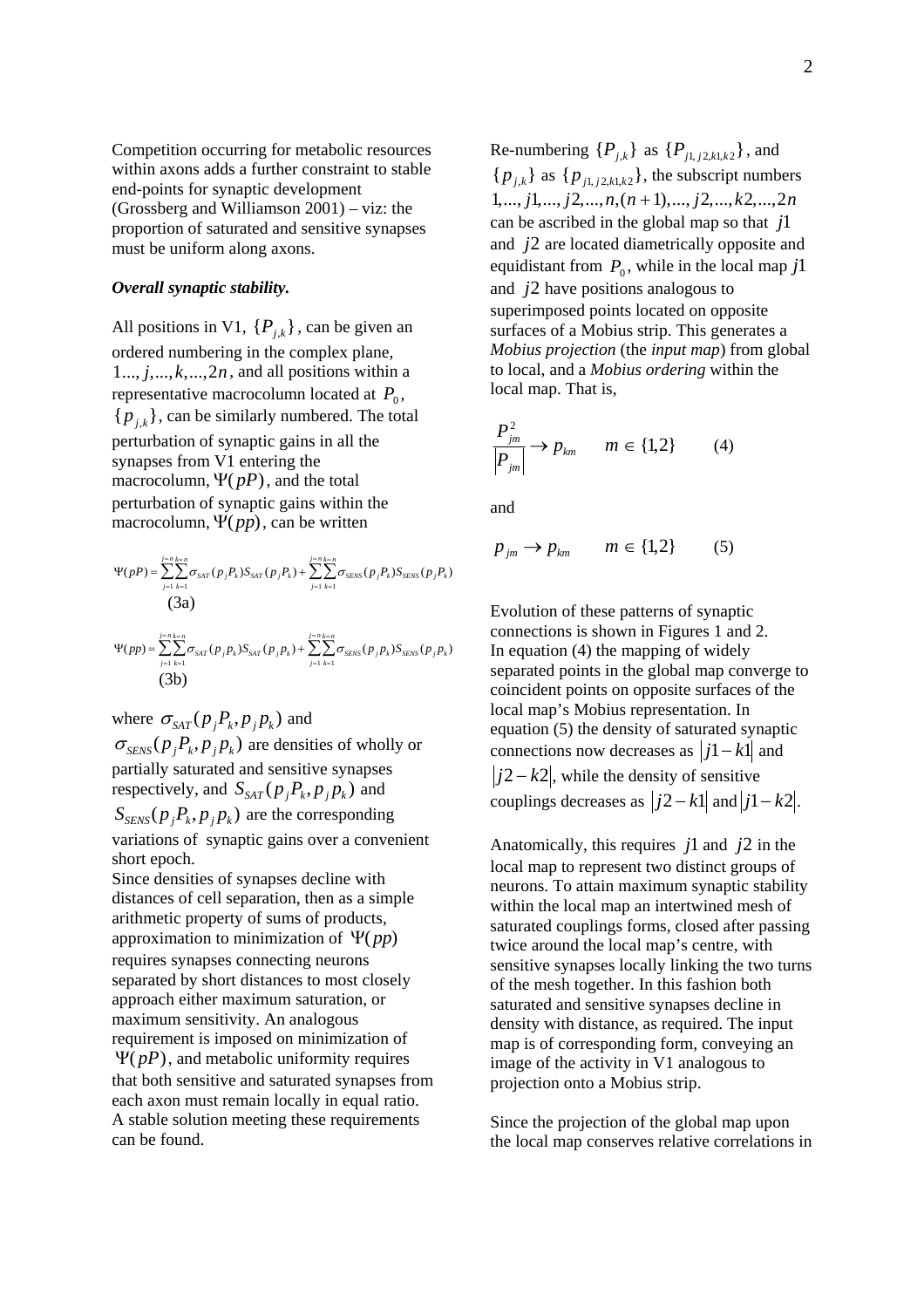Competition occurring for metabolic resources within axons adds a further constraint to stable end-points for synaptic development (Grossberg and Williamson 2001) – viz: the proportion of saturated and sensitive synapses must be uniform along axons.

***Overall synaptic stability.***

All positions in V1, $\{P_{j,k}\}$, can be given an ordered numbering in the complex plane, $1...,j,...,k,...,2n$, and all positions within a representative macrocolumn located at $P_0$, $\{p_{j,k}\}$, can be similarly numbered. The total perturbation of synaptic gains in all the synapses from V1 entering the macrocolumn, $\Psi(pP)$, and the total perturbation of synaptic gains within the macrocolumn, $\Psi(pp)$, can be written

$$\Psi(pP) = \sum_{j=1}^{j=n}\sum_{k=1}^{k=n}\sigma_{SAT}(p_jP_k)S_{SAT}(p_jP_k) + \sum_{j=1}^{j=n}\sum_{k=1}^{k=n}\sigma_{SENS}(p_jP_k)S_{SENS}(p_jP_k) \tag{3a}$$

$$\Psi(pp) = \sum_{j=1}^{j=n}\sum_{k=1}^{k=n}\sigma_{SAT}(p_jp_k)S_{SAT}(p_jp_k) + \sum_{j=1}^{j=n}\sum_{k=1}^{k=n}\sigma_{SENS}(p_jp_k)S_{SENS}(p_jp_k) \tag{3b}$$

where $\sigma_{SAT}(p_jP_k, p_jp_k)$ and $\sigma_{SENS}(p_jP_k, p_jp_k)$ are densities of wholly or partially saturated and sensitive synapses respectively, and $S_{SAT}(p_jP_k, p_jp_k)$ and $S_{SENS}(p_jP_k, p_jp_k)$ are the corresponding variations of synaptic gains over a convenient short epoch.

Since densities of synapses decline with distances of cell separation, then as a simple arithmetic property of sums of products, approximation to minimization of $\Psi(pp)$ requires synapses connecting neurons separated by short distances to most closely approach either maximum saturation, or maximum sensitivity. An analogous requirement is imposed on minimization of $\Psi(pP)$, and metabolic uniformity requires that both sensitive and saturated synapses from each axon must remain locally in equal ratio. A stable solution meeting these requirements can be found.

Re-numbering $\{P_{j,k}\}$ as $\{P_{j1,j2,k1,k2}\}$, and $\{p_{j,k}\}$ as $\{p_{j1,j2,k1,k2}\}$, the subscript numbers $1,...,j1,...,j2,...,n,(n+1),...,j2,...,k2,...,2n$ can be ascribed in the global map so that $j1$ and $j2$ are located diametrically opposite and equidistant from $P_0$, while in the local map $j1$ and $j2$ have positions analogous to superimposed points located on opposite surfaces of a Mobius strip. This generates a *Mobius projection* (the *input map*) from global to local, and a *Mobius ordering* within the local map. That is,

$$\frac{P_{jm}^2}{\left|P_{jm}\right|} \rightarrow p_{km} \qquad m \in \{1,2\} \tag{4}$$

and

$$p_{jm} \rightarrow p_{km} \qquad m \in \{1,2\} \tag{5}$$

Evolution of these patterns of synaptic connections is shown in Figures 1 and 2.
In equation (4) the mapping of widely separated points in the global map converge to coincident points on opposite surfaces of the local map's Mobius representation. In equation (5) the density of saturated synaptic connections now decreases as $|j1-k1|$ and $|j2-k2|$, while the density of sensitive couplings decreases as $|j2-k1|$ and $|j1-k2|$.

Anatomically, this requires $j1$ and $j2$ in the local map to represent two distinct groups of neurons. To attain maximum synaptic stability within the local map an intertwined mesh of saturated couplings forms, closed after passing twice around the local map's centre, with sensitive synapses locally linking the two turns of the mesh together. In this fashion both saturated and sensitive synapses decline in density with distance, as required. The input map is of corresponding form, conveying an image of the activity in V1 analogous to projection onto a Mobius strip.

Since the projection of the global map upon the local map conserves relative correlations in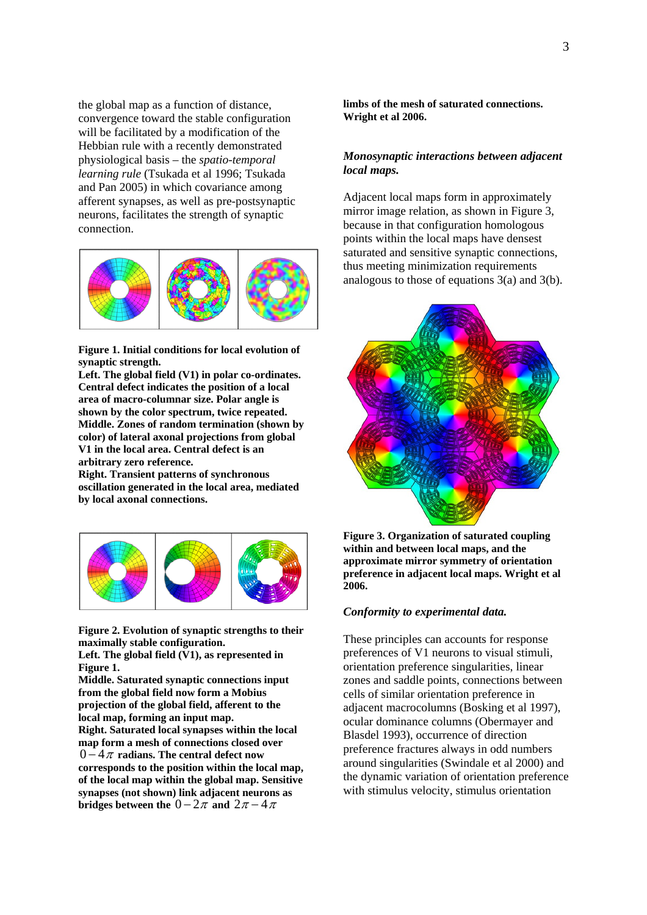the global map as a function of distance, convergence toward the stable configuration will be facilitated by a modification of the Hebbian rule with a recently demonstrated physiological basis – the *spatio-temporal learning rule* (Tsukada et al 1996; Tsukada and Pan 2005) in which covariance among afferent synapses, as well as pre-postsynaptic neurons, facilitates the strength of synaptic connection.

**Figure 1. Initial conditions for local evolution of synaptic strength.**
**Left. The global field (V1) in polar co-ordinates. Central defect indicates the position of a local area of macro-columnar size. Polar angle is shown by the color spectrum, twice repeated.**
**Middle. Zones of random termination (shown by color) of lateral axonal projections from global V1 in the local area. Central defect is an arbitrary zero reference.**
**Right. Transient patterns of synchronous oscillation generated in the local area, mediated by local axonal connections.**

**Figure 2. Evolution of synaptic strengths to their maximally stable configuration.**
**Left. The global field (V1), as represented in Figure 1.**
**Middle. Saturated synaptic connections input from the global field now form a Mobius projection of the global field, afferent to the local map, forming an input map.**
**Right. Saturated local synapses within the local map form a mesh of connections closed over $0-4\pi$ radians. The central defect now corresponds to the position within the local map, of the local map within the global map. Sensitive synapses (not shown) link adjacent neurons as bridges between the $0-2\pi$ and $2\pi-4\pi$ limbs of the mesh of saturated connections. Wright et al 2006.**

### *Monosynaptic interactions between adjacent local maps.*

Adjacent local maps form in approximately mirror image relation, as shown in Figure 3, because in that configuration homologous points within the local maps have densest saturated and sensitive synaptic connections, thus meeting minimization requirements analogous to those of equations 3(a) and 3(b).

**Figure 3. Organization of saturated coupling within and between local maps, and the approximate mirror symmetry of orientation preference in adjacent local maps. Wright et al 2006.**

### *Conformity to experimental data.*

These principles can accounts for response preferences of V1 neurons to visual stimuli, orientation preference singularities, linear zones and saddle points, connections between cells of similar orientation preference in adjacent macrocolumns (Bosking et al 1997), ocular dominance columns (Obermayer and Blasdel 1993), occurrence of direction preference fractures always in odd numbers around singularities (Swindale et al 2000) and the dynamic variation of orientation preference with stimulus velocity, stimulus orientation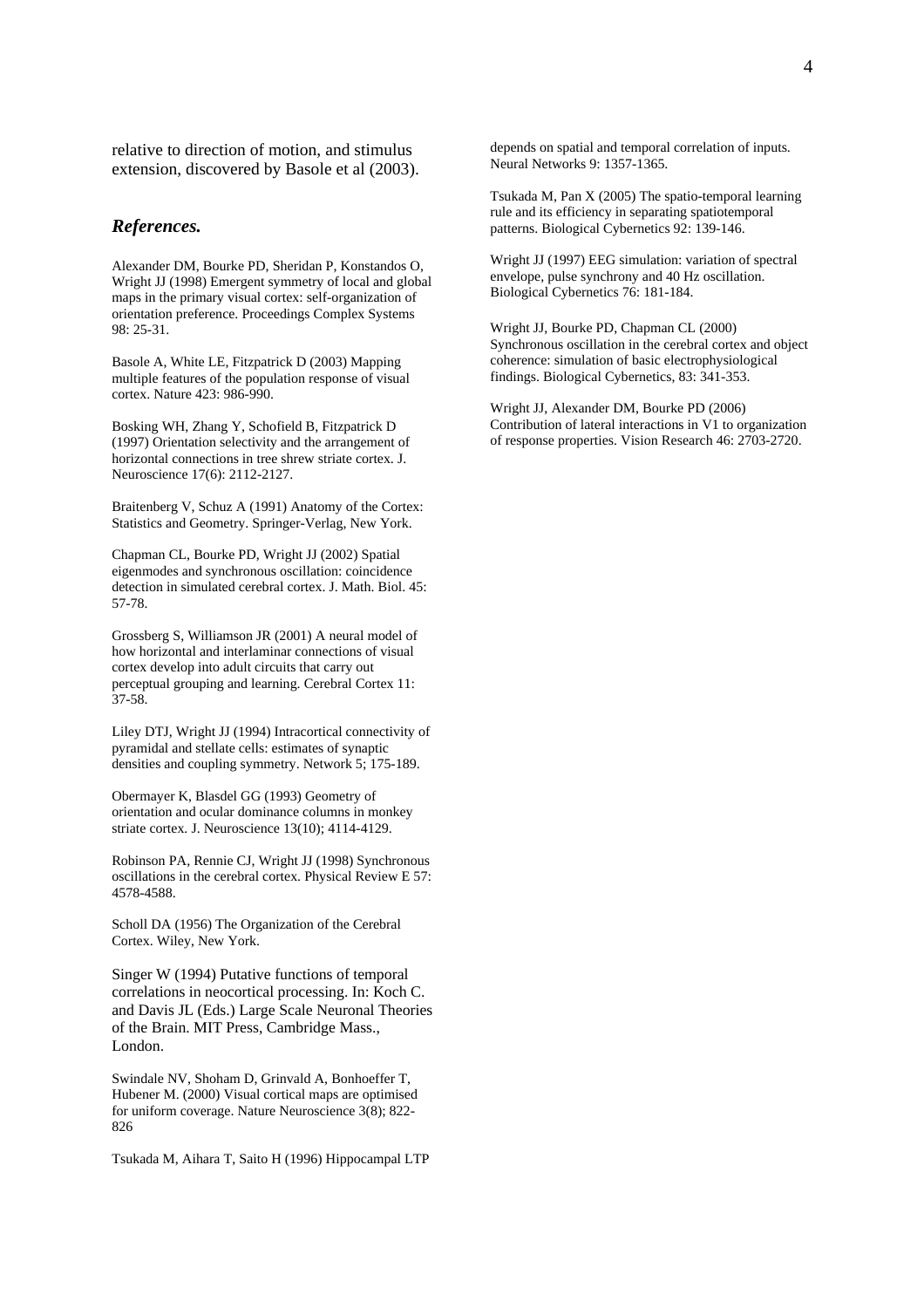relative to direction of motion, and stimulus extension, discovered by Basole et al (2003).

### *References.*

Alexander DM, Bourke PD, Sheridan P, Konstandos O, Wright JJ (1998) Emergent symmetry of local and global maps in the primary visual cortex: self-organization of orientation preference. Proceedings Complex Systems 98: 25-31.

Basole A, White LE, Fitzpatrick D (2003) Mapping multiple features of the population response of visual cortex. Nature 423: 986-990.

Bosking WH, Zhang Y, Schofield B, Fitzpatrick D (1997) Orientation selectivity and the arrangement of horizontal connections in tree shrew striate cortex. J. Neuroscience 17(6): 2112-2127.

Braitenberg V, Schuz A (1991) Anatomy of the Cortex: Statistics and Geometry. Springer-Verlag, New York.

Chapman CL, Bourke PD, Wright JJ (2002) Spatial eigenmodes and synchronous oscillation: coincidence detection in simulated cerebral cortex. J. Math. Biol. 45: 57-78.

Grossberg S, Williamson JR (2001) A neural model of how horizontal and interlaminar connections of visual cortex develop into adult circuits that carry out perceptual grouping and learning. Cerebral Cortex 11: 37-58.

Liley DTJ, Wright JJ (1994) Intracortical connectivity of pyramidal and stellate cells: estimates of synaptic densities and coupling symmetry. Network 5; 175-189.

Obermayer K, Blasdel GG (1993) Geometry of orientation and ocular dominance columns in monkey striate cortex. J. Neuroscience 13(10); 4114-4129.

Robinson PA, Rennie CJ, Wright JJ (1998) Synchronous oscillations in the cerebral cortex. Physical Review E 57: 4578-4588.

Scholl DA (1956) The Organization of the Cerebral Cortex. Wiley, New York.

Singer W (1994) Putative functions of temporal correlations in neocortical processing. In: Koch C. and Davis JL (Eds.) Large Scale Neuronal Theories of the Brain. MIT Press, Cambridge Mass., London.

Swindale NV, Shoham D, Grinvald A, Bonhoeffer T, Hubener M. (2000) Visual cortical maps are optimised for uniform coverage. Nature Neuroscience 3(8); 822-826

Tsukada M, Aihara T, Saito H (1996) Hippocampal LTP depends on spatial and temporal correlation of inputs. Neural Networks 9: 1357-1365.

Tsukada M, Pan X (2005) The spatio-temporal learning rule and its efficiency in separating spatiotemporal patterns. Biological Cybernetics 92: 139-146.

Wright JJ (1997) EEG simulation: variation of spectral envelope, pulse synchrony and 40 Hz oscillation. Biological Cybernetics 76: 181-184.

Wright JJ, Bourke PD, Chapman CL (2000) Synchronous oscillation in the cerebral cortex and object coherence: simulation of basic electrophysiological findings. Biological Cybernetics, 83: 341-353.

Wright JJ, Alexander DM, Bourke PD (2006) Contribution of lateral interactions in V1 to organization of response properties. Vision Research 46: 2703-2720.